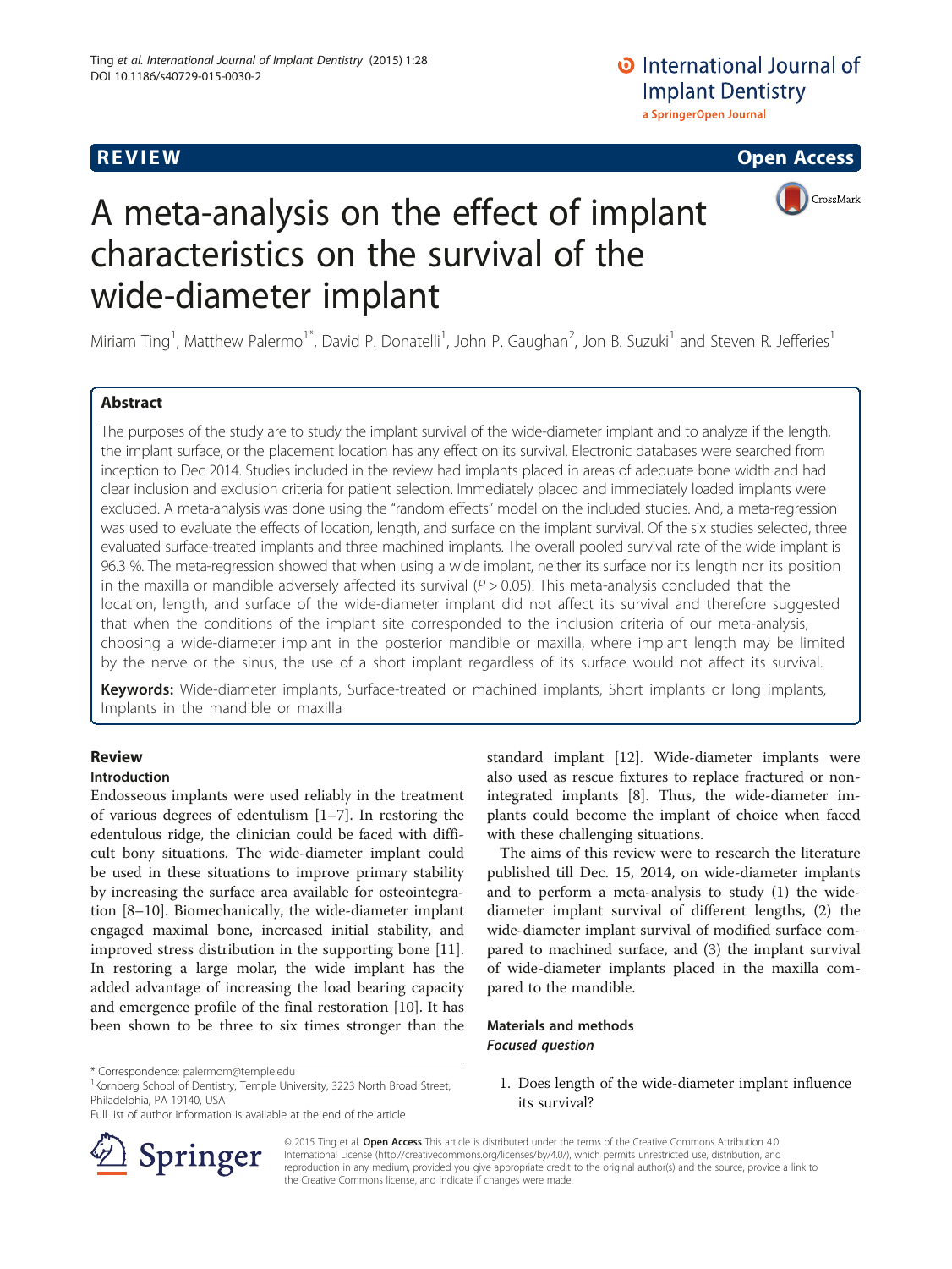# A meta-analysis on the effect of implant characteristics on the survival of the wide-diameter implant

REVIEW | Open Access

Miriam Ting[1], Matthew Palermo[1*], David P. Donatelli[1], John P. Gaughan[2], Jon B. Suzuki[1] and Steven R. Jefferies[1]

## Abstract

The purposes of the study are to study the implant survival of the wide-diameter implant and to analyze if the length, the implant surface, or the placement location has any effect on its survival. Electronic databases were searched from inception to Dec 2014. Studies included in the review had implants placed in areas of adequate bone width and had clear inclusion and exclusion criteria for patient selection. Immediately placed and immediately loaded implants were excluded. A meta-analysis was done using the "random effects" model on the included studies. And, a meta-regression was used to evaluate the effects of location, length, and surface on the implant survival. Of the six studies selected, three evaluated surface-treated implants and three machined implants. The overall pooled survival rate of the wide implant is 96.3 %. The meta-regression showed that when using a wide implant, neither its surface nor its length nor its position in the maxilla or mandible adversely affected its survival ($P > 0.05$). This meta-analysis concluded that the location, length, and surface of the wide-diameter implant did not affect its survival and therefore suggested that when the conditions of the implant site corresponded to the inclusion criteria of our meta-analysis, choosing a wide-diameter implant in the posterior mandible or maxilla, where implant length may be limited by the nerve or the sinus, the use of a short implant regardless of its surface would not affect its survival.

**Keywords:** Wide-diameter implants, Surface-treated or machined implants, Short implants or long implants, Implants in the mandible or maxilla

## Review

### Introduction

Endosseous implants were used reliably in the treatment of various degrees of edentulism [1–7]. In restoring the edentulous ridge, the clinician could be faced with difficult bony situations. The wide-diameter implant could be used in these situations to improve primary stability by increasing the surface area available for osteointegration [8–10]. Biomechanically, the wide-diameter implant engaged maximal bone, increased initial stability, and improved stress distribution in the supporting bone [11]. In restoring a large molar, the wide implant has the added advantage of increasing the load bearing capacity and emergence profile of the final restoration [10]. It has been shown to be three to six times stronger than the standard implant [12]. Wide-diameter implants were also used as rescue fixtures to replace fractured or non-integrated implants [8]. Thus, the wide-diameter implants could become the implant of choice when faced with these challenging situations.

The aims of this review were to research the literature published till Dec. 15, 2014, on wide-diameter implants and to perform a meta-analysis to study (1) the wide-diameter implant survival of different lengths, (2) the wide-diameter implant survival of modified surface compared to machined surface, and (3) the implant survival of wide-diameter implants placed in the maxilla compared to the mandible.

### Materials and methods

#### *Focused question*

1. Does length of the wide-diameter implant influence its survival?

---

\* Correspondence: palermom@temple.edu

[1]Kornberg School of Dentistry, Temple University, 3223 North Broad Street, Philadelphia, PA 19140, USA

Full list of author information is available at the end of the article

© 2015 Ting et al. **Open Access** This article is distributed under the terms of the Creative Commons Attribution 4.0 International License (http://creativecommons.org/licenses/by/4.0/), which permits unrestricted use, distribution, and reproduction in any medium, provided you give appropriate credit to the original author(s) and the source, provide a link to the Creative Commons license, and indicate if changes were made.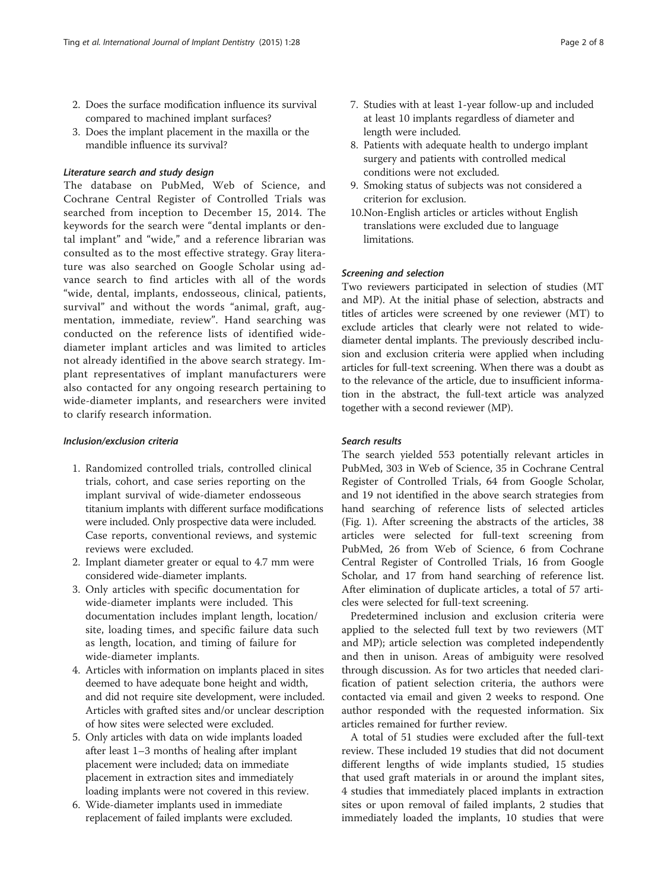2. Does the surface modification influence its survival compared to machined implant surfaces?
3. Does the implant placement in the maxilla or the mandible influence its survival?

#### *Literature search and study design*

The database on PubMed, Web of Science, and Cochrane Central Register of Controlled Trials was searched from inception to December 15, 2014. The keywords for the search were "dental implants or dental implant" and "wide," and a reference librarian was consulted as to the most effective strategy. Gray literature was also searched on Google Scholar using advance search to find articles with all of the words "wide, dental, implants, endosseous, clinical, patients, survival" and without the words "animal, graft, augmentation, immediate, review". Hand searching was conducted on the reference lists of identified wide-diameter implant articles and was limited to articles not already identified in the above search strategy. Implant representatives of implant manufacturers were also contacted for any ongoing research pertaining to wide-diameter implants, and researchers were invited to clarify research information.

#### *Inclusion/exclusion criteria*

1. Randomized controlled trials, controlled clinical trials, cohort, and case series reporting on the implant survival of wide-diameter endosseous titanium implants with different surface modifications were included. Only prospective data were included. Case reports, conventional reviews, and systemic reviews were excluded.
2. Implant diameter greater or equal to 4.7 mm were considered wide-diameter implants.
3. Only articles with specific documentation for wide-diameter implants were included. This documentation includes implant length, location/site, loading times, and specific failure data such as length, location, and timing of failure for wide-diameter implants.
4. Articles with information on implants placed in sites deemed to have adequate bone height and width, and did not require site development, were included. Articles with grafted sites and/or unclear description of how sites were selected were excluded.
5. Only articles with data on wide implants loaded after least 1–3 months of healing after implant placement were included; data on immediate placement in extraction sites and immediately loading implants were not covered in this review.
6. Wide-diameter implants used in immediate replacement of failed implants were excluded.
7. Studies with at least 1-year follow-up and included at least 10 implants regardless of diameter and length were included.
8. Patients with adequate health to undergo implant surgery and patients with controlled medical conditions were not excluded.
9. Smoking status of subjects was not considered a criterion for exclusion.
10. Non-English articles or articles without English translations were excluded due to language limitations.

#### *Screening and selection*

Two reviewers participated in selection of studies (MT and MP). At the initial phase of selection, abstracts and titles of articles were screened by one reviewer (MT) to exclude articles that clearly were not related to wide-diameter dental implants. The previously described inclusion and exclusion criteria were applied when including articles for full-text screening. When there was a doubt as to the relevance of the article, due to insufficient information in the abstract, the full-text article was analyzed together with a second reviewer (MP).

#### *Search results*

The search yielded 553 potentially relevant articles in PubMed, 303 in Web of Science, 35 in Cochrane Central Register of Controlled Trials, 64 from Google Scholar, and 19 not identified in the above search strategies from hand searching of reference lists of selected articles (Fig. 1). After screening the abstracts of the articles, 38 articles were selected for full-text screening from PubMed, 26 from Web of Science, 6 from Cochrane Central Register of Controlled Trials, 16 from Google Scholar, and 17 from hand searching of reference list. After elimination of duplicate articles, a total of 57 articles were selected for full-text screening.

Predetermined inclusion and exclusion criteria were applied to the selected full text by two reviewers (MT and MP); article selection was completed independently and then in unison. Areas of ambiguity were resolved through discussion. As for two articles that needed clarification of patient selection criteria, the authors were contacted via email and given 2 weeks to respond. One author responded with the requested information. Six articles remained for further review.

A total of 51 studies were excluded after the full-text review. These included 19 studies that did not document different lengths of wide implants studied, 15 studies that used graft materials in or around the implant sites, 4 studies that immediately placed implants in extraction sites or upon removal of failed implants, 2 studies that immediately loaded the implants, 10 studies that were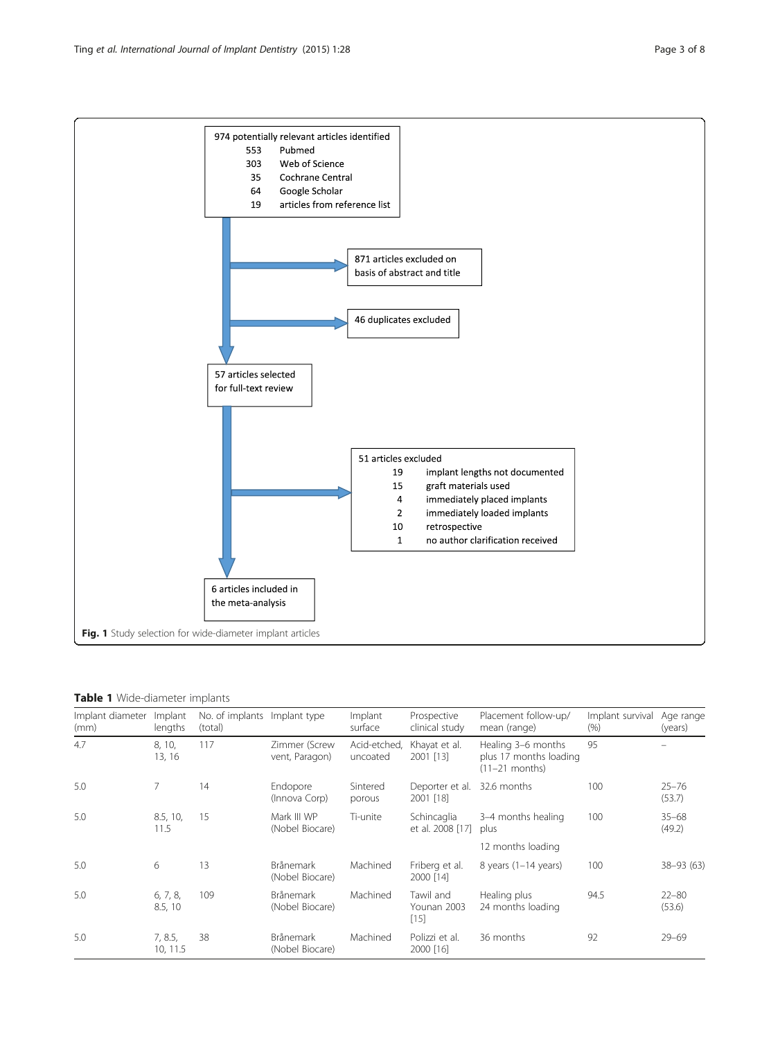974 potentially relevant articles identified
- 553 Pubmed
- 303 Web of Science
- 35 Cochrane Central
- 64 Google Scholar
- 19 articles from reference list

871 articles excluded on basis of abstract and title

46 duplicates excluded

57 articles selected for full-text review

51 articles excluded
- 19 implant lengths not documented
- 15 graft materials used
- 4 immediately placed implants
- 2 immediately loaded implants
- 10 retrospective
- 1 no author clarification received

6 articles included in the meta-analysis

**Fig. 1** Study selection for wide-diameter implant articles

**Table 1** Wide-diameter implants

| Implant diameter (mm) | Implant lengths | No. of implants (total) | Implant type | Implant surface | Prospective clinical study | Placement follow-up/ mean (range) | Implant survival (%) | Age range (years) |
|---|---|---|---|---|---|---|---|---|
| 4.7 | 8, 10, 13, 16 | 117 | Zimmer (Screw vent, Paragon) | Acid-etched, uncoated | Khayat et al. 2001 [13] | Healing 3–6 months plus 17 months loading (11–21 months) | 95 | – |
| 5.0 | 7 | 14 | Endopore (Innova Corp) | Sintered porous | Deporter et al. 2001 [18] | 32.6 months | 100 | 25–76 (53.7) |
| 5.0 | 8.5, 10, 11.5 | 15 | Mark III WP (Nobel Biocare) | Ti-unite | Schincaglia et al. 2008 [17] | 3–4 months healing plus 12 months loading | 100 | 35–68 (49.2) |
| 5.0 | 6 | 13 | Brånemark (Nobel Biocare) | Machined | Friberg et al. 2000 [14] | 8 years (1–14 years) | 100 | 38–93 (63) |
| 5.0 | 6, 7, 8, 8.5, 10 | 109 | Brånemark (Nobel Biocare) | Machined | Tawil and Younan 2003 [15] | Healing plus 24 months loading | 94.5 | 22–80 (53.6) |
| 5.0 | 7, 8.5, 10, 11.5 | 38 | Brånemark (Nobel Biocare) | Machined | Polizzi et al. 2000 [16] | 36 months | 92 | 29–69 |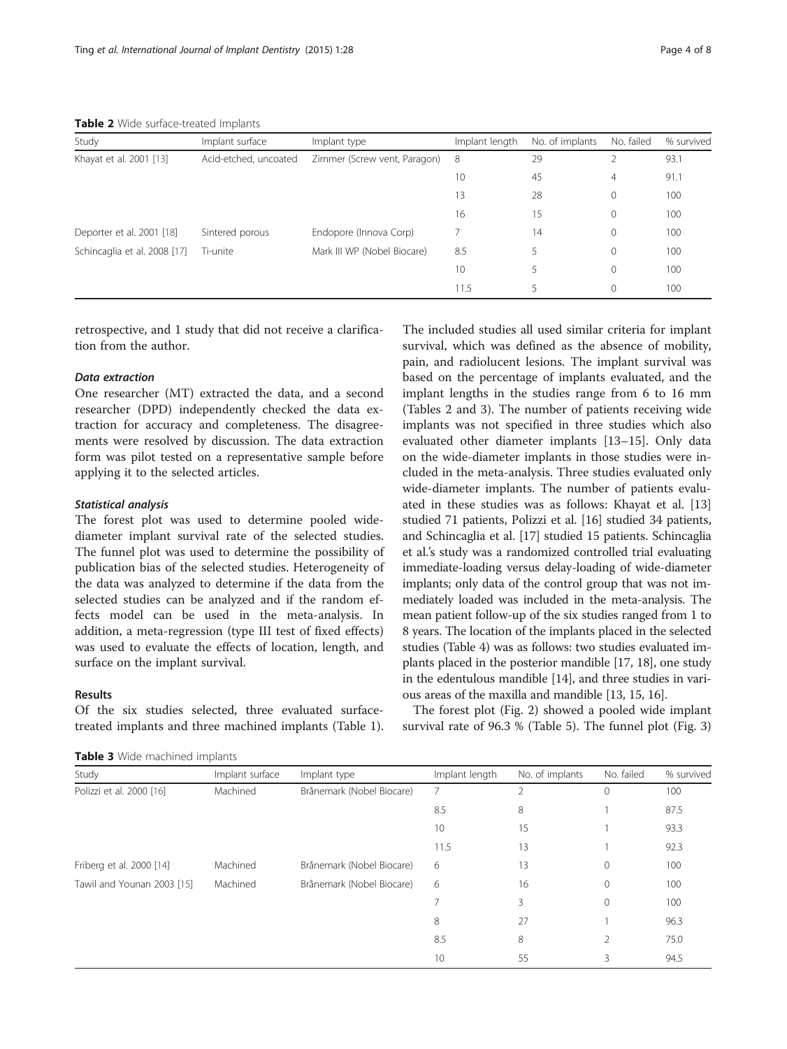**Table 2** Wide surface-treated Implants

| Study | Implant surface | Implant type | Implant length | No. of implants | No. failed | % survived |
|---|---|---|---|---|---|---|
| Khayat et al. 2001 [13] | Acid-etched, uncoated | Zimmer (Screw vent, Paragon) | 8 | 29 | 2 | 93.1 |
| | | | 10 | 45 | 4 | 91.1 |
| | | | 13 | 28 | 0 | 100 |
| | | | 16 | 15 | 0 | 100 |
| Deporter et al. 2001 [18] | Sintered porous | Endopore (Innova Corp) | 7 | 14 | 0 | 100 |
| Schincaglia et al. 2008 [17] | Ti-unite | Mark III WP (Nobel Biocare) | 8.5 | 5 | 0 | 100 |
| | | | 10 | 5 | 0 | 100 |
| | | | 11.5 | 5 | 0 | 100 |

retrospective, and 1 study that did not receive a clarification from the author.

#### *Data extraction*

One researcher (MT) extracted the data, and a second researcher (DPD) independently checked the data extraction for accuracy and completeness. The disagreements were resolved by discussion. The data extraction form was pilot tested on a representative sample before applying it to the selected articles.

#### *Statistical analysis*

The forest plot was used to determine pooled wide-diameter implant survival rate of the selected studies. The funnel plot was used to determine the possibility of publication bias of the selected studies. Heterogeneity of the data was analyzed to determine if the data from the selected studies can be analyzed and if the random effects model can be used in the meta-analysis. In addition, a meta-regression (type III test of fixed effects) was used to evaluate the effects of location, length, and surface on the implant survival.

### Results

Of the six studies selected, three evaluated surface-treated implants and three machined implants (Table 1). The included studies all used similar criteria for implant survival, which was defined as the absence of mobility, pain, and radiolucent lesions. The implant survival was based on the percentage of implants evaluated, and the implant lengths in the studies range from 6 to 16 mm (Tables 2 and 3). The number of patients receiving wide implants was not specified in three studies which also evaluated other diameter implants [13–15]. Only data on the wide-diameter implants in those studies were included in the meta-analysis. Three studies evaluated only wide-diameter implants. The number of patients evaluated in these studies was as follows: Khayat et al. [13] studied 71 patients, Polizzi et al. [16] studied 34 patients, and Schincaglia et al. [17] studied 15 patients. Schincaglia et al.'s study was a randomized controlled trial evaluating immediate-loading versus delay-loading of wide-diameter implants; only data of the control group that was not immediately loaded was included in the meta-analysis. The mean patient follow-up of the six studies ranged from 1 to 8 years. The location of the implants placed in the selected studies (Table 4) was as follows: two studies evaluated implants placed in the posterior mandible [17, 18], one study in the edentulous mandible [14], and three studies in various areas of the maxilla and mandible [13, 15, 16].

The forest plot (Fig. 2) showed a pooled wide implant survival rate of 96.3 % (Table 5). The funnel plot (Fig. 3)

**Table 3** Wide machined implants

| Study | Implant surface | Implant type | Implant length | No. of implants | No. failed | % survived |
|---|---|---|---|---|---|---|
| Polizzi et al. 2000 [16] | Machined | Brånemark (Nobel Biocare) | 7 | 2 | 0 | 100 |
| | | | 8.5 | 8 | 1 | 87.5 |
| | | | 10 | 15 | 1 | 93.3 |
| | | | 11.5 | 13 | 1 | 92.3 |
| Friberg et al. 2000 [14] | Machined | Brånemark (Nobel Biocare) | 6 | 13 | 0 | 100 |
| Tawil and Younan 2003 [15] | Machined | Brånemark (Nobel Biocare) | 6 | 16 | 0 | 100 |
| | | | 7 | 3 | 0 | 100 |
| | | | 8 | 27 | 1 | 96.3 |
| | | | 8.5 | 8 | 2 | 75.0 |
| | | | 10 | 55 | 3 | 94.5 |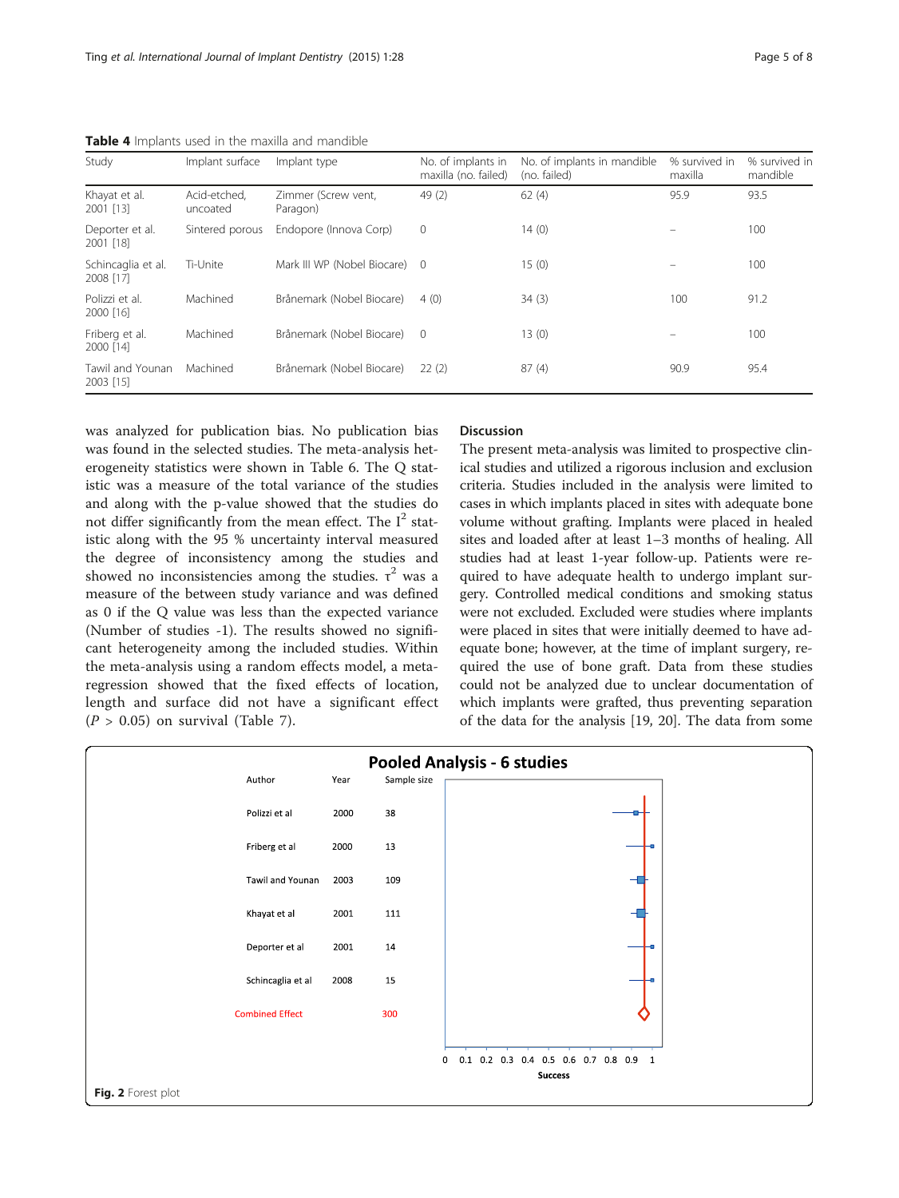**Table 4** Implants used in the maxilla and mandible

| Study | Implant surface | Implant type | No. of implants in maxilla (no. failed) | No. of implants in mandible (no. failed) | % survived in maxilla | % survived in mandible |
|---|---|---|---|---|---|---|
| Khayat et al. 2001 [13] | Acid-etched, uncoated | Zimmer (Screw vent, Paragon) | 49 (2) | 62 (4) | 95.9 | 93.5 |
| Deporter et al. 2001 [18] | Sintered porous | Endopore (Innova Corp) | 0 | 14 (0) | – | 100 |
| Schincaglia et al. 2008 [17] | Ti-Unite | Mark III WP (Nobel Biocare) | 0 | 15 (0) | – | 100 |
| Polizzi et al. 2000 [16] | Machined | Brånemark (Nobel Biocare) | 4 (0) | 34 (3) | 100 | 91.2 |
| Friberg et al. 2000 [14] | Machined | Brånemark (Nobel Biocare) | 0 | 13 (0) | – | 100 |
| Tawil and Younan 2003 [15] | Machined | Brånemark (Nobel Biocare) | 22 (2) | 87 (4) | 90.9 | 95.4 |

was analyzed for publication bias. No publication bias was found in the selected studies. The meta-analysis heterogeneity statistics were shown in Table 6. The Q statistic was a measure of the total variance of the studies and along with the p-value showed that the studies do not differ significantly from the mean effect. The $I^2$ statistic along with the 95 % uncertainty interval measured the degree of inconsistency among the studies and showed no inconsistencies among the studies. $\tau^2$ was a measure of the between study variance and was defined as 0 if the Q value was less than the expected variance (Number of studies -1). The results showed no significant heterogeneity among the included studies. Within the meta-analysis using a random effects model, a meta-regression showed that the fixed effects of location, length and surface did not have a significant effect ($P > 0.05$) on survival (Table 7).

## Discussion

The present meta-analysis was limited to prospective clinical studies and utilized a rigorous inclusion and exclusion criteria. Studies included in the analysis were limited to cases in which implants placed in sites with adequate bone volume without grafting. Implants were placed in healed sites and loaded after at least 1–3 months of healing. All studies had at least 1-year follow-up. Patients were required to have adequate health to undergo implant surgery. Controlled medical conditions and smoking status were not excluded. Excluded were studies where implants were placed in sites that were initially deemed to have adequate bone; however, at the time of implant surgery, required the use of bone graft. Data from these studies could not be analyzed due to unclear documentation of which implants were grafted, thus preventing separation of the data for the analysis [19, 20]. The data from some

**Fig. 2** Forest plot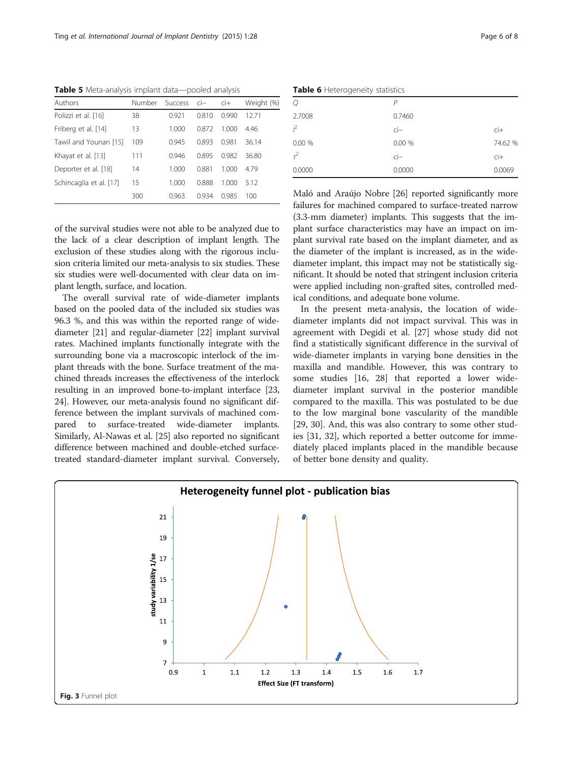**Table 5** Meta-analysis implant data—pooled analysis

| Authors | Number | Success | ci− | ci+ | Weight (%) |
|---|---|---|---|---|---|
| Polizzi et al. [16] | 38 | 0.921 | 0.810 | 0.990 | 12.71 |
| Friberg et al. [14] | 13 | 1.000 | 0.872 | 1.000 | 4.46 |
| Tawil and Younan [15] | 109 | 0.945 | 0.893 | 0.981 | 36.14 |
| Khayat et al. [13] | 111 | 0.946 | 0.895 | 0.982 | 36.80 |
| Deporter et al. [18] | 14 | 1.000 | 0.881 | 1.000 | 4.79 |
| Schincaglia et al. [17] | 15 | 1.000 | 0.888 | 1.000 | 5.12 |
| | 300 | 0.963 | 0.934 | 0.985 | 100 |

**Table 6** Heterogeneity statistics

| $Q$ | $P$ | |
|---|---|---|
| 2.7008 | 0.7460 | |
| $I^2$ | ci− | ci+ |
| 0.00 % | 0.00 % | 74.62 % |
| $\tau^2$ | ci− | ci+ |
| 0.0000 | 0.0000 | 0.0069 |

of the survival studies were not able to be analyzed due to the lack of a clear description of implant length. The exclusion of these studies along with the rigorous inclusion criteria limited our meta-analysis to six studies. These six studies were well-documented with clear data on implant length, surface, and location.

The overall survival rate of wide-diameter implants based on the pooled data of the included six studies was 96.3 %, and this was within the reported range of wide-diameter [21] and regular-diameter [22] implant survival rates. Machined implants functionally integrate with the surrounding bone via a macroscopic interlock of the implant threads with the bone. Surface treatment of the machined threads increases the effectiveness of the interlock resulting in an improved bone-to-implant interface [23, 24]. However, our meta-analysis found no significant difference between the implant survivals of machined compared to surface-treated wide-diameter implants. Similarly, Al-Nawas et al. [25] also reported no significant difference between machined and double-etched surface-treated standard-diameter implant survival. Conversely, Maló and Araújo Nobre [26] reported significantly more failures for machined compared to surface-treated narrow (3.3-mm diameter) implants. This suggests that the implant surface characteristics may have an impact on implant survival rate based on the implant diameter, and as the diameter of the implant is increased, as in the wide-diameter implant, this impact may not be statistically significant. It should be noted that stringent inclusion criteria were applied including non-grafted sites, controlled medical conditions, and adequate bone volume.

In the present meta-analysis, the location of wide-diameter implants did not impact survival. This was in agreement with Degidi et al. [27] whose study did not find a statistically significant difference in the survival of wide-diameter implants in varying bone densities in the maxilla and mandible. However, this was contrary to some studies [16, 28] that reported a lower wide-diameter implant survival in the posterior mandible compared to the maxilla. This was postulated to be due to the low marginal bone vascularity of the mandible [29, 30]. And, this was also contrary to some other studies [31, 32], which reported a better outcome for immediately placed implants placed in the mandible because of better bone density and quality.

**Fig. 3** Funnel plot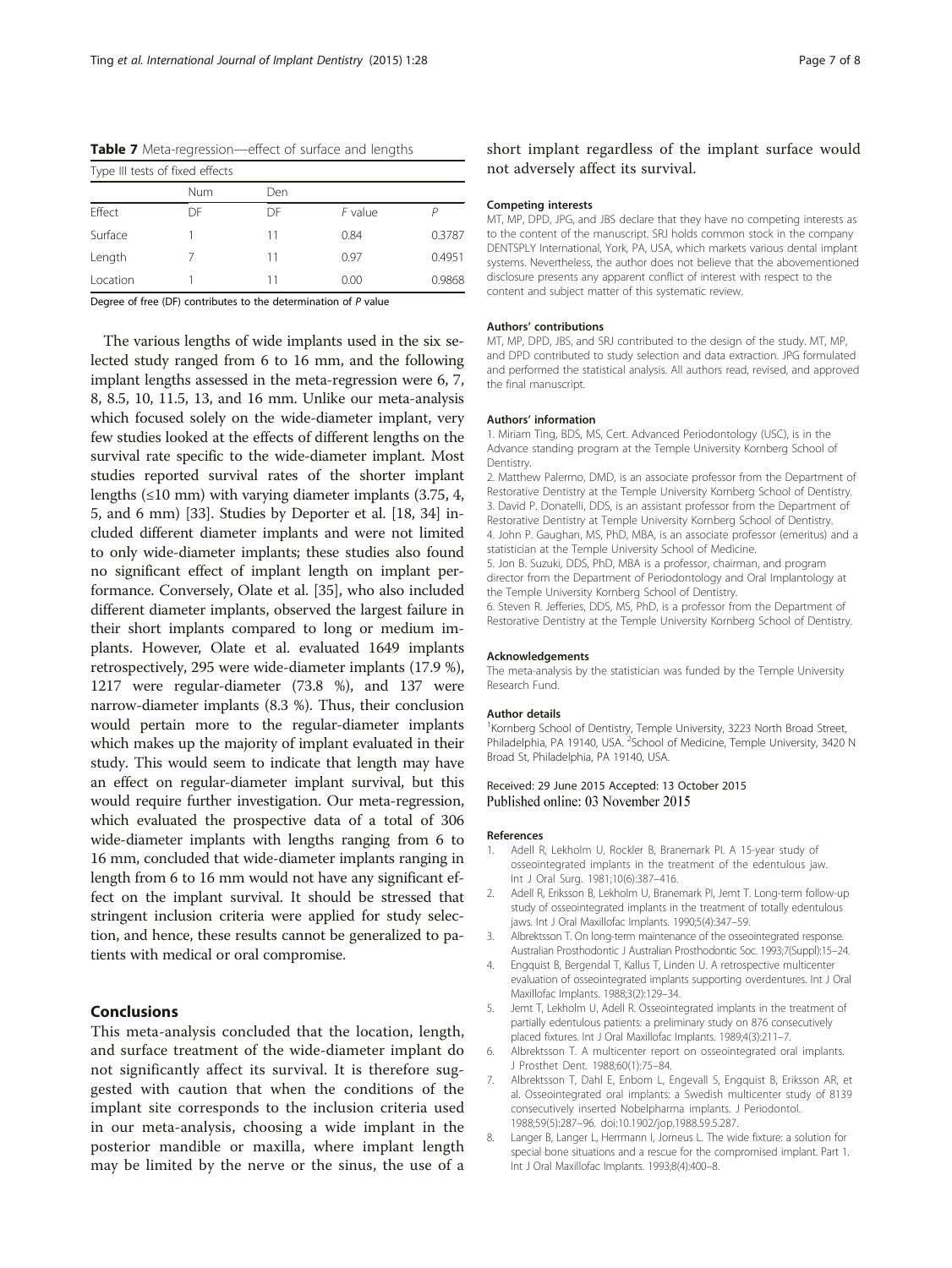**Table 7** Meta-regression—effect of surface and lengths

| Type III tests of fixed effects | | | | |
|---|---|---|---|---|
| | Num | Den | | |
| Effect | DF | DF | *F* value | *P* |
| Surface | 1 | 11 | 0.84 | 0.3787 |
| Length | 7 | 11 | 0.97 | 0.4951 |
| Location | 1 | 11 | 0.00 | 0.9868 |

Degree of free (DF) contributes to the determination of *P* value

The various lengths of wide implants used in the six selected study ranged from 6 to 16 mm, and the following implant lengths assessed in the meta-regression were 6, 7, 8, 8.5, 10, 11.5, 13, and 16 mm. Unlike our meta-analysis which focused solely on the wide-diameter implant, very few studies looked at the effects of different lengths on the survival rate specific to the wide-diameter implant. Most studies reported survival rates of the shorter implant lengths (≤10 mm) with varying diameter implants (3.75, 4, 5, and 6 mm) [33]. Studies by Deporter et al. [18, 34] included different diameter implants and were not limited to only wide-diameter implants; these studies also found no significant effect of implant length on implant performance. Conversely, Olate et al. [35], who also included different diameter implants, observed the largest failure in their short implants compared to long or medium implants. However, Olate et al. evaluated 1649 implants retrospectively, 295 were wide-diameter implants (17.9 %), 1217 were regular-diameter (73.8 %), and 137 were narrow-diameter implants (8.3 %). Thus, their conclusion would pertain more to the regular-diameter implants which makes up the majority of implant evaluated in their study. This would seem to indicate that length may have an effect on regular-diameter implant survival, but this would require further investigation. Our meta-regression, which evaluated the prospective data of a total of 306 wide-diameter implants with lengths ranging from 6 to 16 mm, concluded that wide-diameter implants ranging in length from 6 to 16 mm would not have any significant effect on the implant survival. It should be stressed that stringent inclusion criteria were applied for study selection, and hence, these results cannot be generalized to patients with medical or oral compromise.

## Conclusions

This meta-analysis concluded that the location, length, and surface treatment of the wide-diameter implant do not significantly affect its survival. It is therefore suggested with caution that when the conditions of the implant site corresponds to the inclusion criteria used in our meta-analysis, choosing a wide implant in the posterior mandible or maxilla, where implant length may be limited by the nerve or the sinus, the use of a short implant regardless of the implant surface would not adversely affect its survival.

#### Competing interests

MT, MP, DPD, JPG, and JBS declare that they have no competing interests as to the content of the manuscript. SRJ holds common stock in the company DENTSPLY International, York, PA, USA, which markets various dental implant systems. Nevertheless, the author does not believe that the abovementioned disclosure presents any apparent conflict of interest with respect to the content and subject matter of this systematic review.

#### Authors' contributions

MT, MP, DPD, JBS, and SRJ contributed to the design of the study. MT, MP, and DPD contributed to study selection and data extraction. JPG formulated and performed the statistical analysis. All authors read, revised, and approved the final manuscript.

#### Authors' information

1. Miriam Ting, BDS, MS, Cert. Advanced Periodontology (USC), is in the Advance standing program at the Temple University Kornberg School of Dentistry.
2. Matthew Palermo, DMD, is an associate professor from the Department of Restorative Dentistry at the Temple University Kornberg School of Dentistry.
3. David P. Donatelli, DDS, is an assistant professor from the Department of Restorative Dentistry at Temple University Kornberg School of Dentistry.
4. John P. Gaughan, MS, PhD, MBA, is an associate professor (emeritus) and a statistician at the Temple University School of Medicine.
5. Jon B. Suzuki, DDS, PhD, MBA is a professor, chairman, and program director from the Department of Periodontology and Oral Implantology at the Temple University Kornberg School of Dentistry.
6. Steven R. Jefferies, DDS, MS, PhD, is a professor from the Department of Restorative Dentistry at the Temple University Kornberg School of Dentistry.

#### Acknowledgements

The meta-analysis by the statistician was funded by the Temple University Research Fund.

#### Author details

[1]Kornberg School of Dentistry, Temple University, 3223 North Broad Street, Philadelphia, PA 19140, USA. [2]School of Medicine, Temple University, 3420 N Broad St, Philadelphia, PA 19140, USA.

Received: 29 June 2015 Accepted: 13 October 2015
Published online: 03 November 2015

#### References

1. Adell R, Lekholm U, Rockler B, Branemark PI. A 15-year study of osseointegrated implants in the treatment of the edentulous jaw. Int J Oral Surg. 1981;10(6):387–416.
2. Adell R, Eriksson B, Lekholm U, Branemark PI, Jemt T. Long-term follow-up study of osseointegrated implants in the treatment of totally edentulous jaws. Int J Oral Maxillofac Implants. 1990;5(4):347–59.
3. Albrektsson T. On long-term maintenance of the osseointegrated response. Australian Prosthodontic J Australian Prosthodontic Soc. 1993;7(Suppl):15–24.
4. Engquist B, Bergendal T, Kallus T, Linden U. A retrospective multicenter evaluation of osseointegrated implants supporting overdentures. Int J Oral Maxillofac Implants. 1988;3(2):129–34.
5. Jemt T, Lekholm U, Adell R. Osseointegrated implants in the treatment of partially edentulous patients: a preliminary study on 876 consecutively placed fixtures. Int J Oral Maxillofac Implants. 1989;4(3):211–7.
6. Albrektsson T. A multicenter report on osseointegrated oral implants. J Prosthet Dent. 1988;60(1):75–84.
7. Albrektsson T, Dahl E, Enbom L, Engevall S, Engquist B, Eriksson AR, et al. Osseointegrated oral implants: a Swedish multicenter study of 8139 consecutively inserted Nobelpharma implants. J Periodontol. 1988;59(5):287–96. doi:10.1902/jop.1988.59.5.287.
8. Langer B, Langer L, Herrmann I, Jorneus L. The wide fixture: a solution for special bone situations and a rescue for the compromised implant. Part 1. Int J Oral Maxillofac Implants. 1993;8(4):400–8.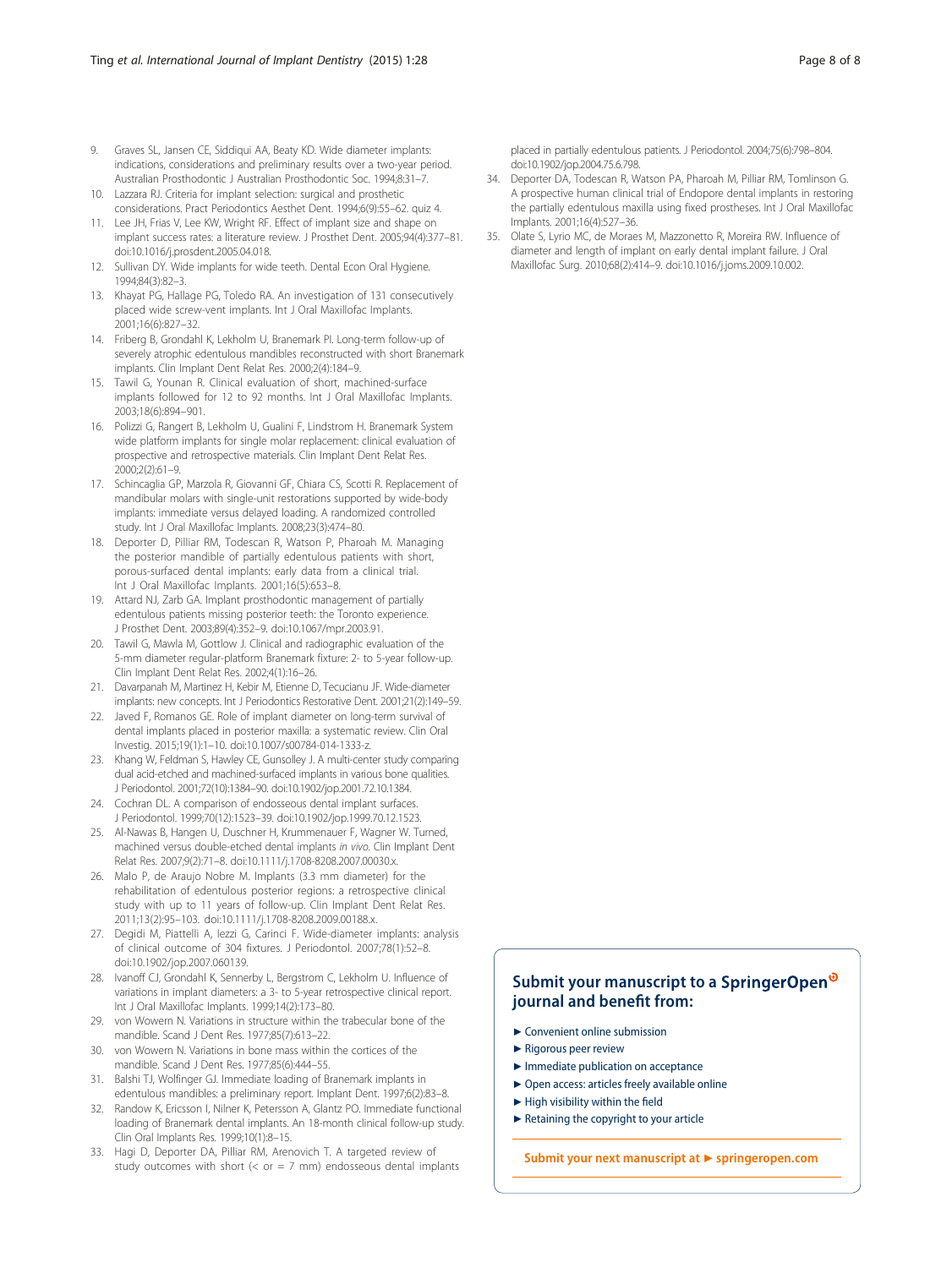9. Graves SL, Jansen CE, Siddiqui AA, Beaty KD. Wide diameter implants: indications, considerations and preliminary results over a two-year period. Australian Prosthodontic J Australian Prosthodontic Soc. 1994;8:31–7.
10. Lazzara RJ. Criteria for implant selection: surgical and prosthetic considerations. Pract Periodontics Aesthet Dent. 1994;6(9):55–62. quiz 4.
11. Lee JH, Frias V, Lee KW, Wright RF. Effect of implant size and shape on implant success rates: a literature review. J Prosthet Dent. 2005;94(4):377–81. doi:10.1016/j.prosdent.2005.04.018.
12. Sullivan DY. Wide implants for wide teeth. Dental Econ Oral Hygiene. 1994;84(3):82–3.
13. Khayat PG, Hallage PG, Toledo RA. An investigation of 131 consecutively placed wide screw-vent implants. Int J Oral Maxillofac Implants. 2001;16(6):827–32.
14. Friberg B, Grondahl K, Lekholm U, Branemark PI. Long-term follow-up of severely atrophic edentulous mandibles reconstructed with short Branemark implants. Clin Implant Dent Relat Res. 2000;2(4):184–9.
15. Tawil G, Younan R. Clinical evaluation of short, machined-surface implants followed for 12 to 92 months. Int J Oral Maxillofac Implants. 2003;18(6):894–901.
16. Polizzi G, Rangert B, Lekholm U, Gualini F, Lindstrom H. Branemark System wide platform implants for single molar replacement: clinical evaluation of prospective and retrospective materials. Clin Implant Dent Relat Res. 2000;2(2):61–9.
17. Schincaglia GP, Marzola R, Giovanni GF, Chiara CS, Scotti R. Replacement of mandibular molars with single-unit restorations supported by wide-body implants: immediate versus delayed loading. A randomized controlled study. Int J Oral Maxillofac Implants. 2008;23(3):474–80.
18. Deporter D, Pilliar RM, Todescan R, Watson P, Pharoah M. Managing the posterior mandible of partially edentulous patients with short, porous-surfaced dental implants: early data from a clinical trial. Int J Oral Maxillofac Implants. 2001;16(5):653–8.
19. Attard NJ, Zarb GA. Implant prosthodontic management of partially edentulous patients missing posterior teeth: the Toronto experience. J Prosthet Dent. 2003;89(4):352–9. doi:10.1067/mpr.2003.91.
20. Tawil G, Mawla M, Gottlow J. Clinical and radiographic evaluation of the 5-mm diameter regular-platform Branemark fixture: 2- to 5-year follow-up. Clin Implant Dent Relat Res. 2002;4(1):16–26.
21. Davarpanah M, Martinez H, Kebir M, Etienne D, Tecucianu JF. Wide-diameter implants: new concepts. Int J Periodontics Restorative Dent. 2001;21(2):149–59.
22. Javed F, Romanos GE. Role of implant diameter on long-term survival of dental implants placed in posterior maxilla: a systematic review. Clin Oral Investig. 2015;19(1):1–10. doi:10.1007/s00784-014-1333-z.
23. Khang W, Feldman S, Hawley CE, Gunsolley J. A multi-center study comparing dual acid-etched and machined-surfaced implants in various bone qualities. J Periodontol. 2001;72(10):1384–90. doi:10.1902/jop.2001.72.10.1384.
24. Cochran DL. A comparison of endosseous dental implant surfaces. J Periodontol. 1999;70(12):1523–39. doi:10.1902/jop.1999.70.12.1523.
25. Al-Nawas B, Hangen U, Duschner H, Krummenauer F, Wagner W. Turned, machined versus double-etched dental implants *in vivo*. Clin Implant Dent Relat Res. 2007;9(2):71–8. doi:10.1111/j.1708-8208.2007.00030.x.
26. Malo P, de Araujo Nobre M. Implants (3.3 mm diameter) for the rehabilitation of edentulous posterior regions: a retrospective clinical study with up to 11 years of follow-up. Clin Implant Dent Relat Res. 2011;13(2):95–103. doi:10.1111/j.1708-8208.2009.00188.x.
27. Degidi M, Piattelli A, Iezzi G, Carinci F. Wide-diameter implants: analysis of clinical outcome of 304 fixtures. J Periodontol. 2007;78(1):52–8. doi:10.1902/jop.2007.060139.
28. Ivanoff CJ, Grondahl K, Sennerby L, Bergstrom C, Lekholm U. Influence of variations in implant diameters: a 3- to 5-year retrospective clinical report. Int J Oral Maxillofac Implants. 1999;14(2):173–80.
29. von Wowern N. Variations in structure within the trabecular bone of the mandible. Scand J Dent Res. 1977;85(7):613–22.
30. von Wowern N. Variations in bone mass within the cortices of the mandible. Scand J Dent Res. 1977;85(6):444–55.
31. Balshi TJ, Wolfinger GJ. Immediate loading of Branemark implants in edentulous mandibles: a preliminary report. Implant Dent. 1997;6(2):83–8.
32. Randow K, Ericsson I, Nilner K, Petersson A, Glantz PO. Immediate functional loading of Branemark dental implants. An 18-month clinical follow-up study. Clin Oral Implants Res. 1999;10(1):8–15.
33. Hagi D, Deporter DA, Pilliar RM, Arenovich T. A targeted review of study outcomes with short (< or = 7 mm) endosseous dental implants placed in partially edentulous patients. J Periodontol. 2004;75(6):798–804. doi:10.1902/jop.2004.75.6.798.
34. Deporter DA, Todescan R, Watson PA, Pharoah M, Pilliar RM, Tomlinson G. A prospective human clinical trial of Endopore dental implants in restoring the partially edentulous maxilla using fixed prostheses. Int J Oral Maxillofac Implants. 2001;16(4):527–36.
35. Olate S, Lyrio MC, de Moraes M, Mazzonetto R, Moreira RW. Influence of diameter and length of implant on early dental implant failure. J Oral Maxillofac Surg. 2010;68(2):414–9. doi:10.1016/j.joms.2009.10.002.

**Submit your manuscript to a SpringerOpen journal and benefit from:**

- ► Convenient online submission
- ► Rigorous peer review
- ► Immediate publication on acceptance
- ► Open access: articles freely available online
- ► High visibility within the field
- ► Retaining the copyright to your article

**Submit your next manuscript at ► springeropen.com**